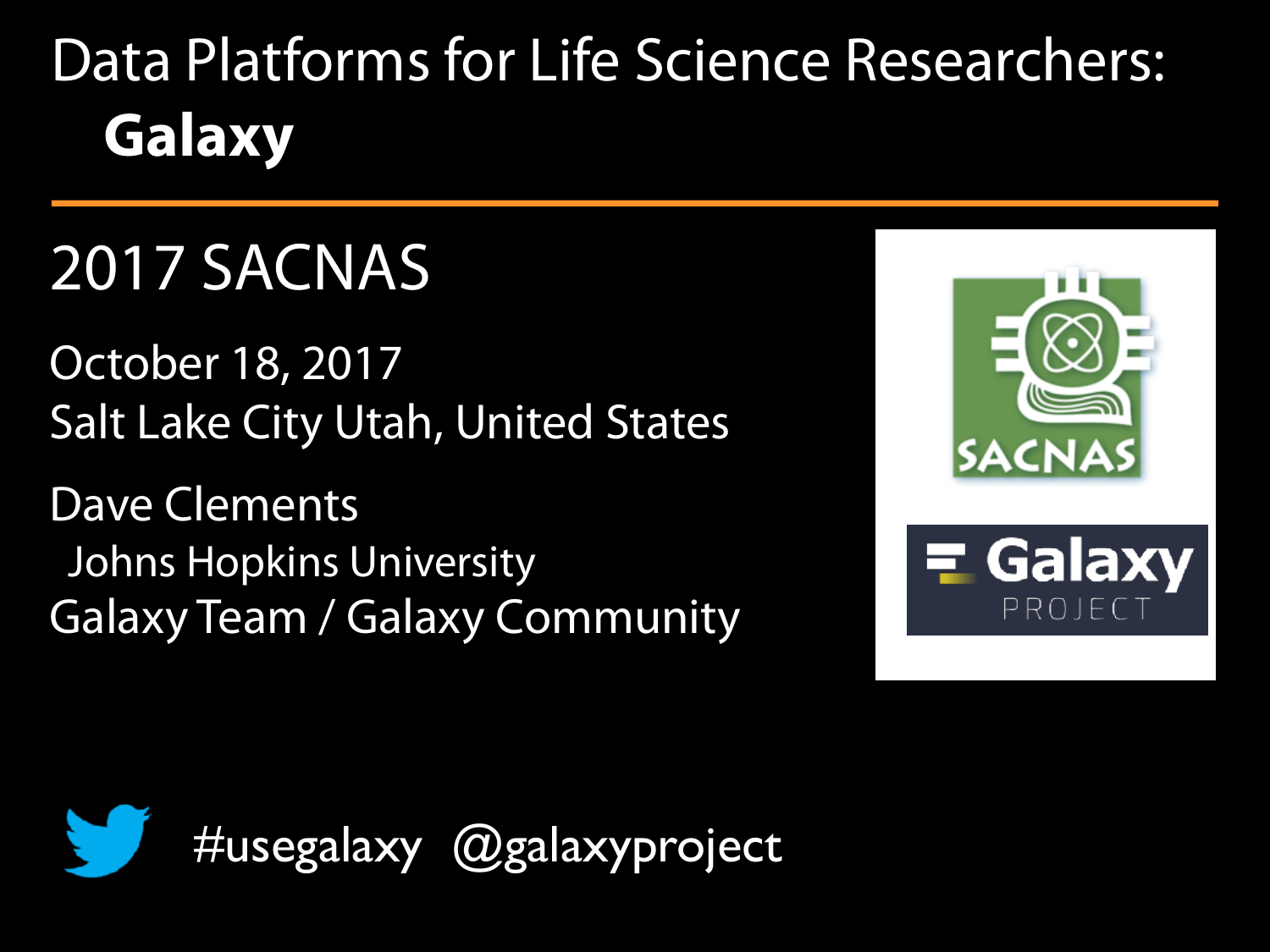# Data Platforms for Life Science Researchers: Galaxy

## 2017 SACNAS

October 18, 2017
Salt Lake City Utah, United States

Dave Clements
Johns Hopkins University
Galaxy Team / Galaxy Community

#usegalaxy @galaxyproject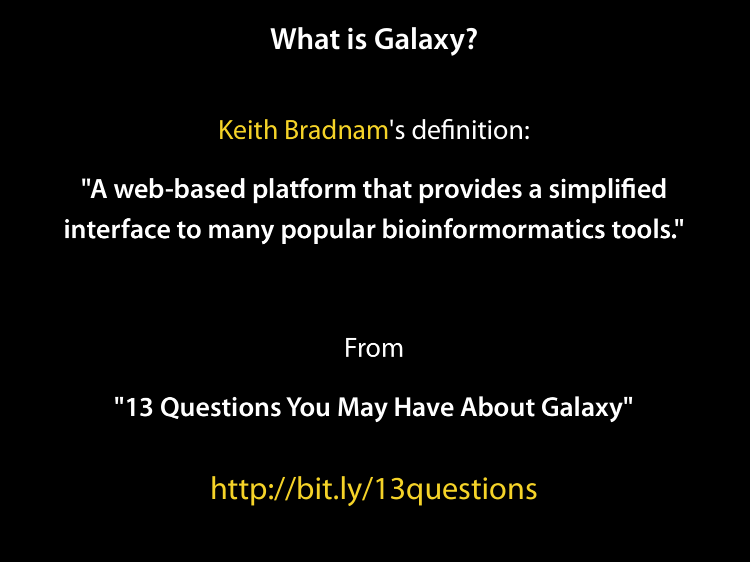# What is Galaxy?

Keith Bradnam's definition:

**"A web-based platform that provides a simplified interface to many popular bioinformormatics tools."**

From

**"13 Questions You May Have About Galaxy"**

http://bit.ly/13questions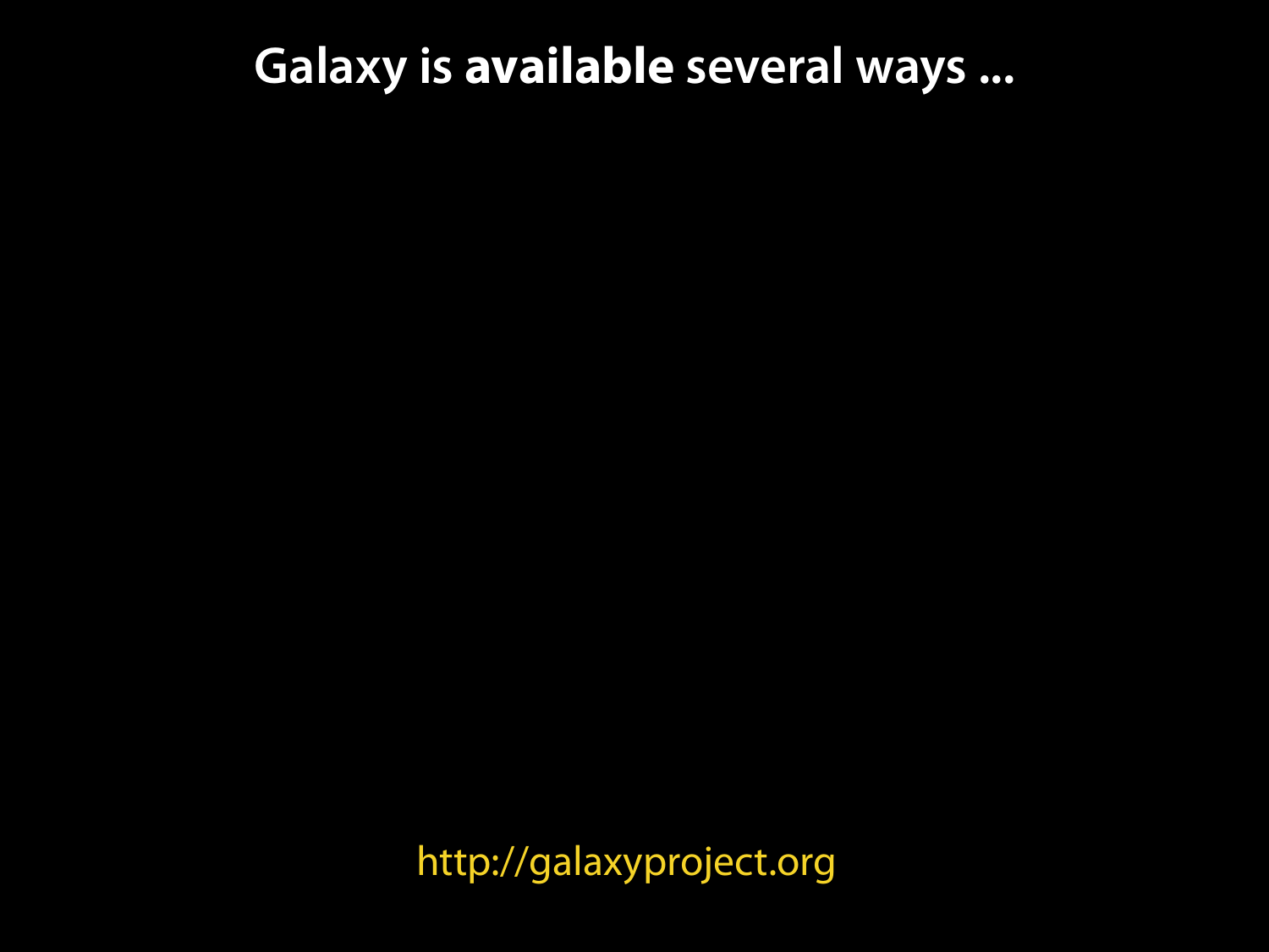# Galaxy is **available** several ways ...

http://galaxyproject.org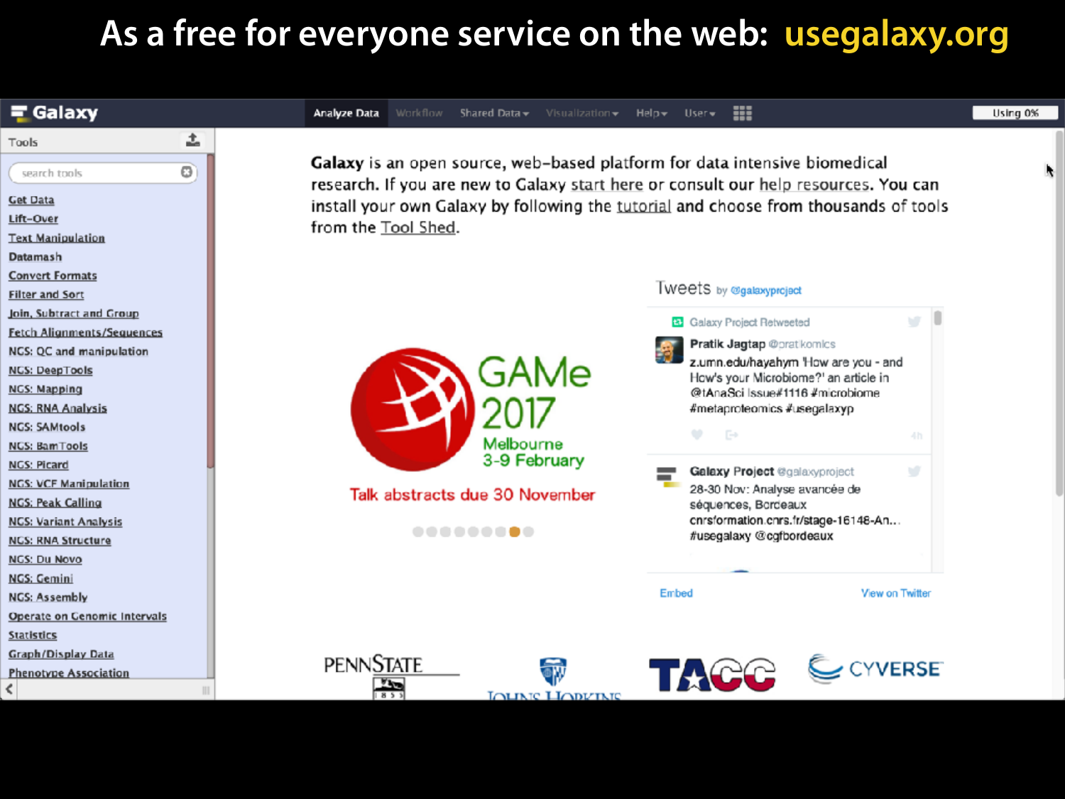# As a free for everyone service on the web: usegalaxy.org

Galaxy | Analyze Data | Workflow | Shared Data | Visualization | Help | User | Using 0%

**Tools**

search tools

- Get Data
- Lift-Over
- Text Manipulation
- Datamash
- Convert Formats
- Filter and Sort
- Join, Subtract and Group
- Fetch Alignments/Sequences
- NGS: QC and manipulation
- NGS: DeepTools
- NGS: Mapping
- NGS: RNA Analysis
- NGS: SAMtools
- NGS: BamTools
- NGS: Picard
- NGS: VCF Manipulation
- NGS: Peak Calling
- NGS: Variant Analysis
- NGS: RNA Structure
- NGS: Du Novo
- NGS: Gemini
- NGS: Assembly
- Operate on Genomic Intervals
- Statistics
- Graph/Display Data
- Phenotype Association

**Galaxy** is an open source, web-based platform for data intensive biomedical research. If you are new to Galaxy start here or consult our help resources. You can install your own Galaxy by following the tutorial and choose from thousands of tools from the Tool Shed.

GAMe 2017
Melbourne
3-9 February

Talk abstracts due 30 November

Tweets by @galaxyproject

Galaxy Project Retweeted

**Pratik Jagtap** @pratkomics
z.umn.edu/hayahym 'How are you - and How's your Microbiome?' an article in @tAnaSci Issue#1116 #microbiome #metaproteomics #usegalaxyp

**Galaxy Project** @galaxyproject
28-30 Nov: Analyse avancée de séquences, Bordeaux cnrsformation.cnrs.fr/stage-16148-An... #usegalaxy @cgfbordeaux

Embed | View on Twitter

PENNSTATE | JOHNS HOPKINS | TACC | CYVERSE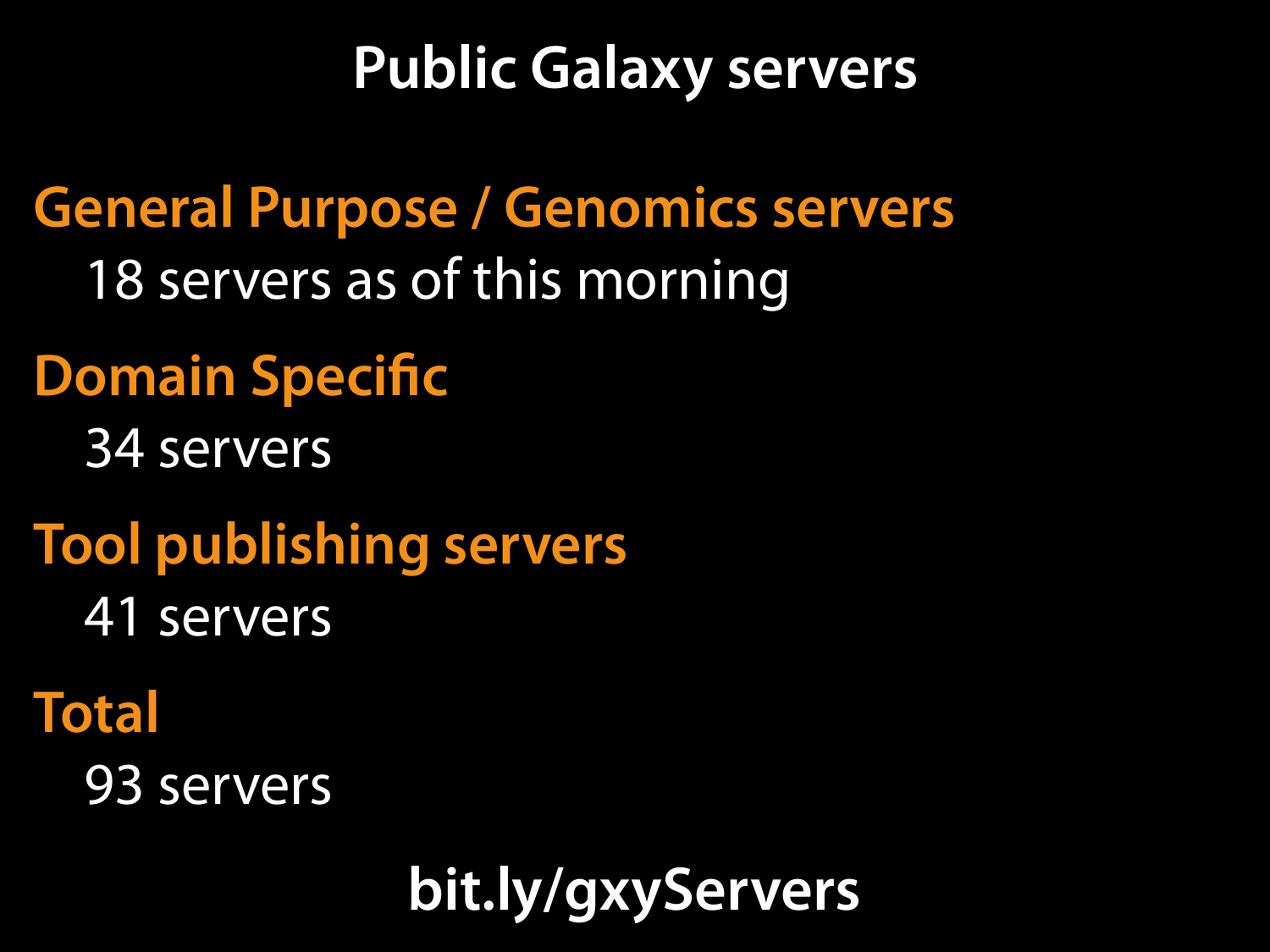# Public Galaxy servers

## General Purpose / Genomics servers

18 servers as of this morning

## Domain Specific

34 servers

## Tool publishing servers

41 servers

## Total

93 servers

**bit.ly/gxyServers**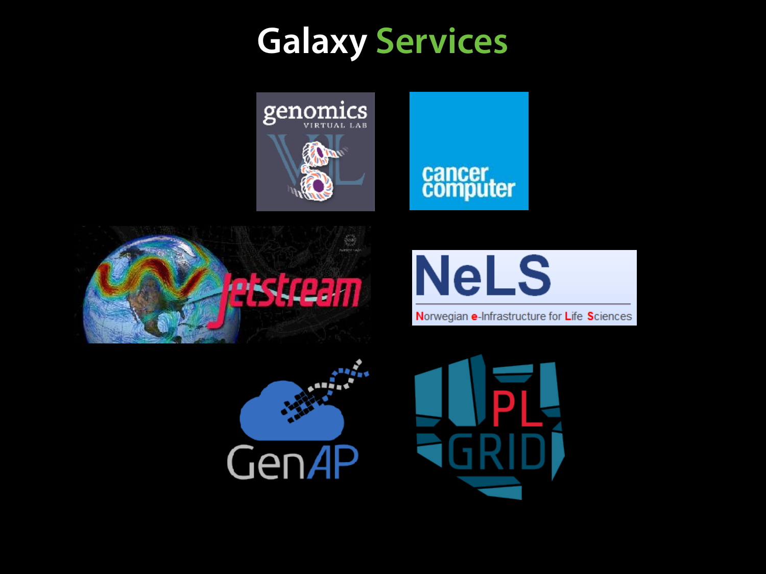# Galaxy Services

genomics VIRTUAL LAB

cancer computer

Jetstream

NeLS

Norwegian e-Infrastructure for Life Sciences

GenAP

PL GRID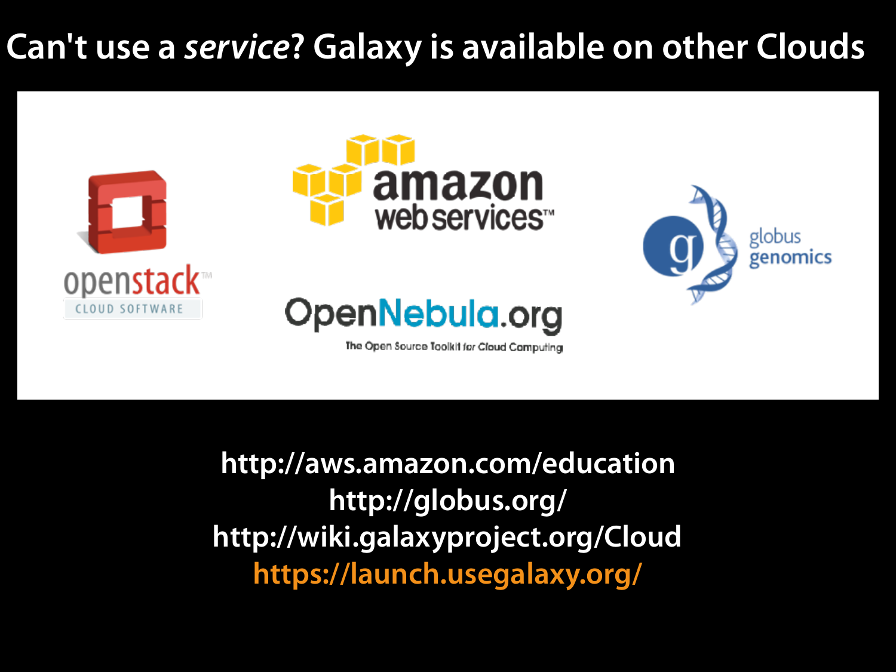# Can't use a *service*? Galaxy is available on other Clouds

openstack CLOUD SOFTWARE

amazon web services

OpenNebula.org The Open Source Toolkit for Cloud Computing

globus genomics

http://aws.amazon.com/education
http://globus.org/
http://wiki.galaxyproject.org/Cloud
https://launch.usegalaxy.org/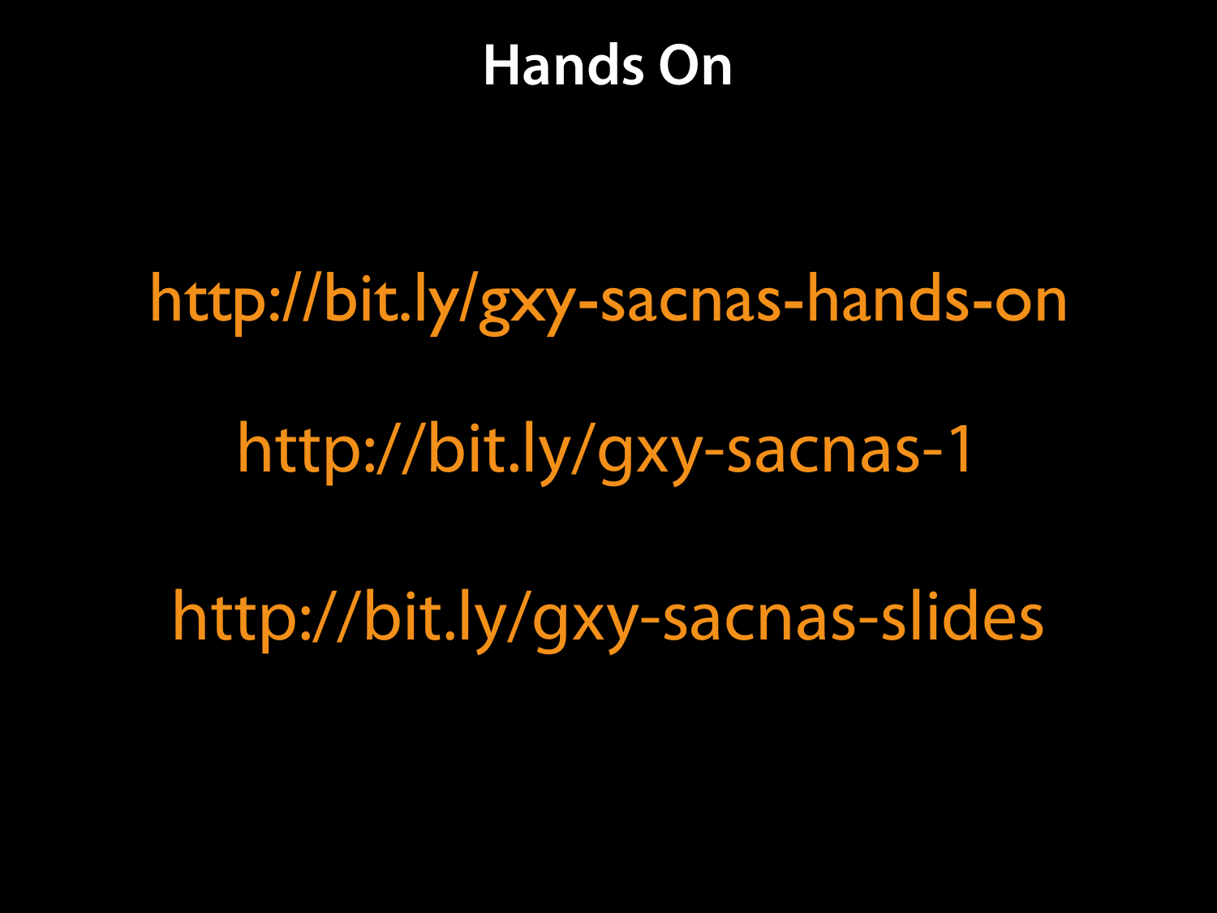# Hands On

http://bit.ly/gxy-sacnas-hands-on

http://bit.ly/gxy-sacnas-1

http://bit.ly/gxy-sacnas-slides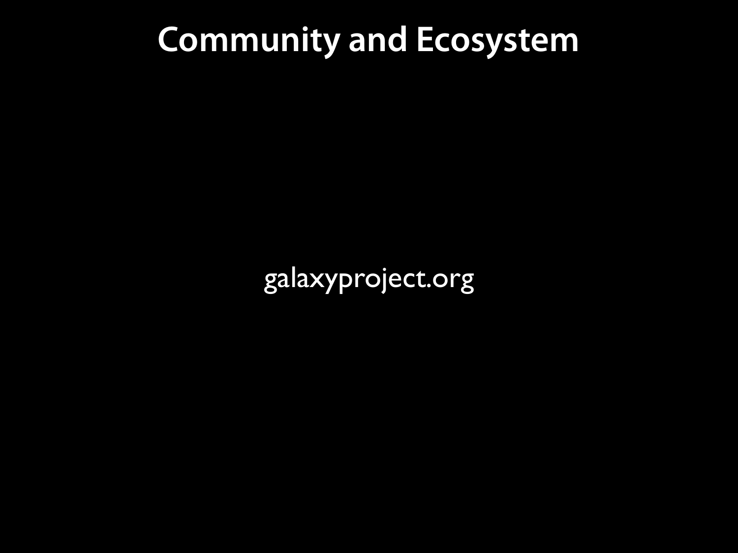# Community and Ecosystem

galaxyproject.org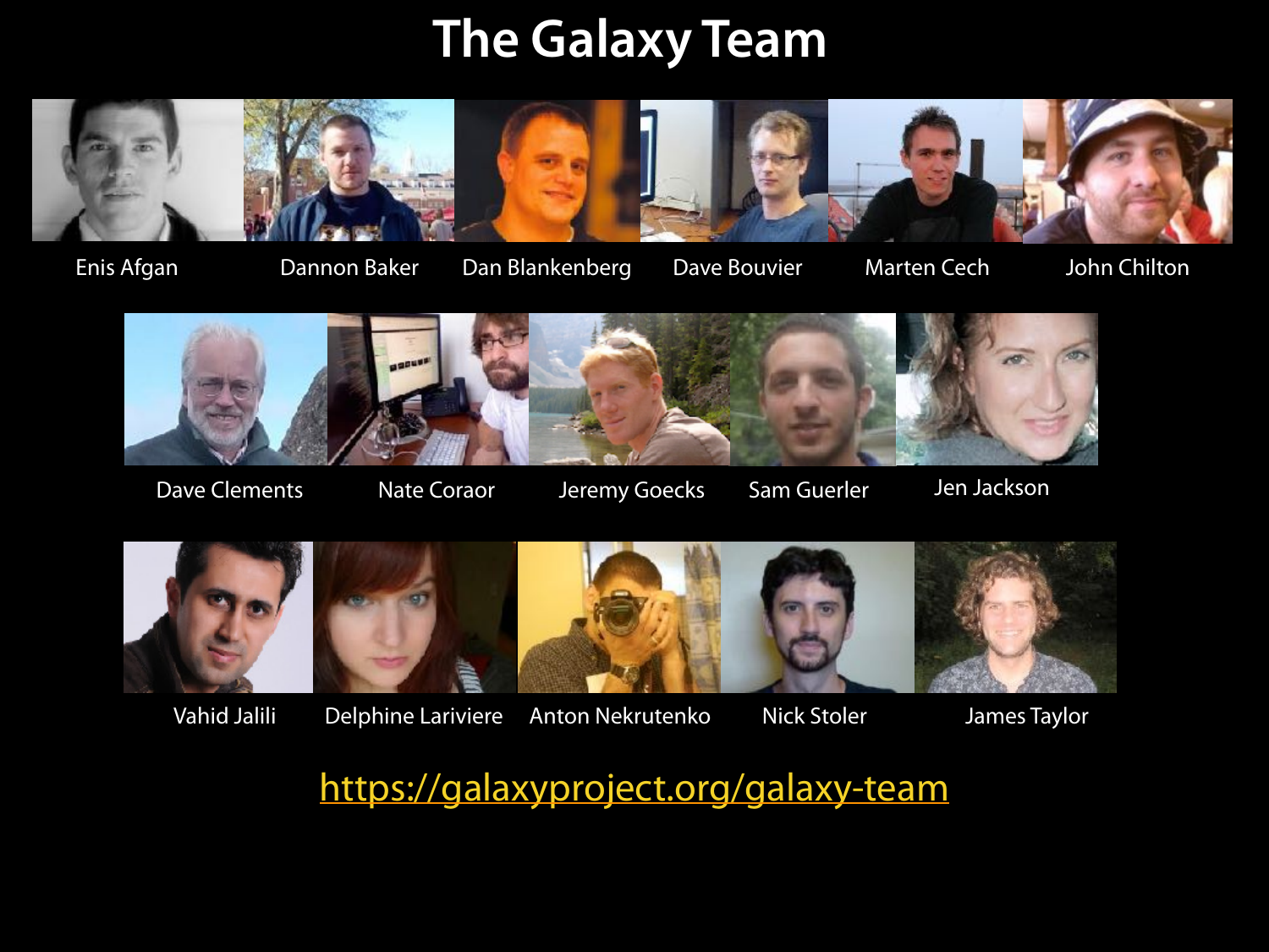# The Galaxy Team

Enis Afgan

Dannon Baker

Dan Blankenberg

Dave Bouvier

Marten Cech

John Chilton

Dave Clements

Nate Coraor

Jeremy Goecks

Sam Guerler

Jen Jackson

Vahid Jalili

Delphine Lariviere

Anton Nekrutenko

Nick Stoler

James Taylor

https://galaxyproject.org/galaxy-team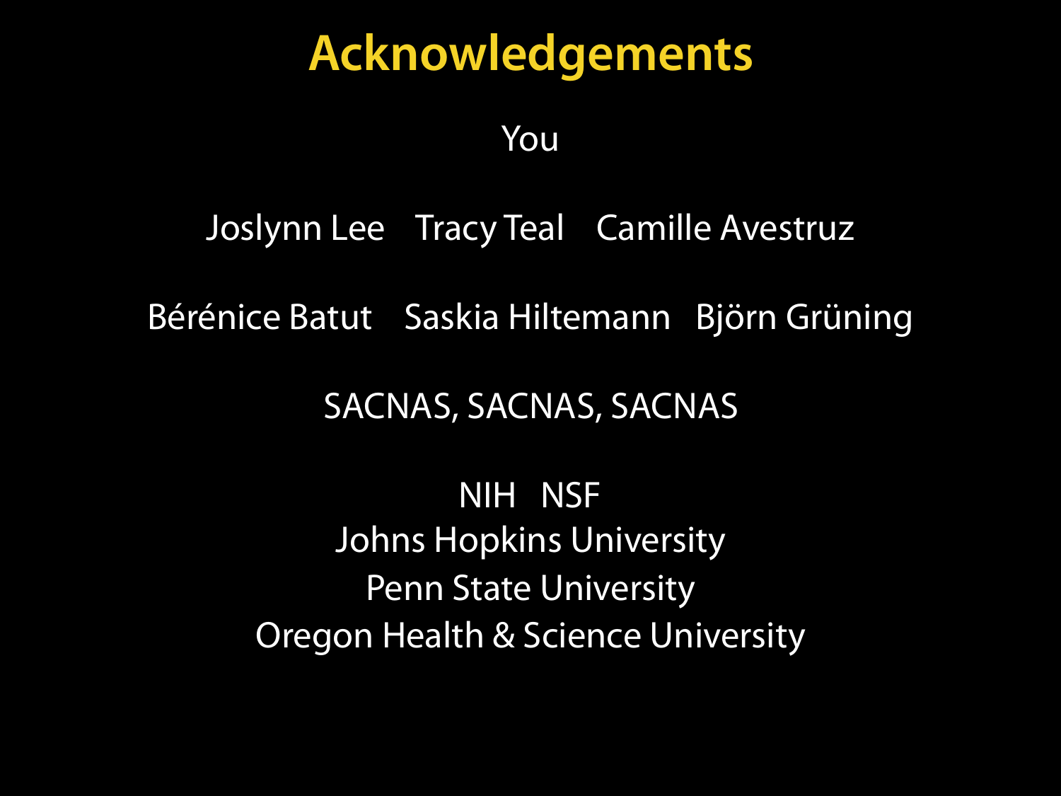# Acknowledgements

You

Joslynn Lee    Tracy Teal    Camille Avestruz

Bérénice Batut    Saskia Hiltemann    Björn Grüning

SACNAS, SACNAS, SACNAS

NIH    NSF

Johns Hopkins University

Penn State University

Oregon Health & Science University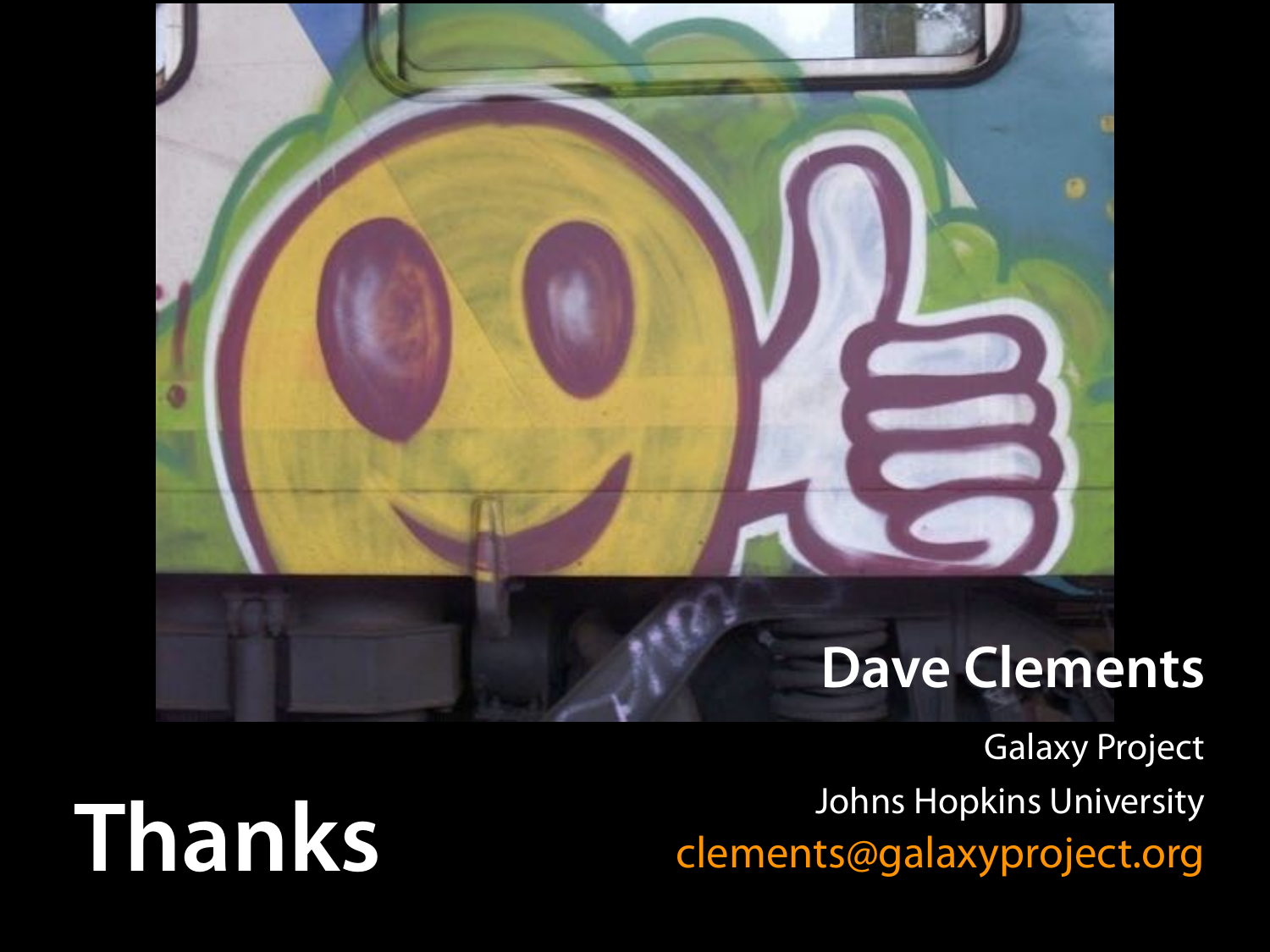# Thanks

**Dave Clements**

Galaxy Project

Johns Hopkins University

clements@galaxyproject.org